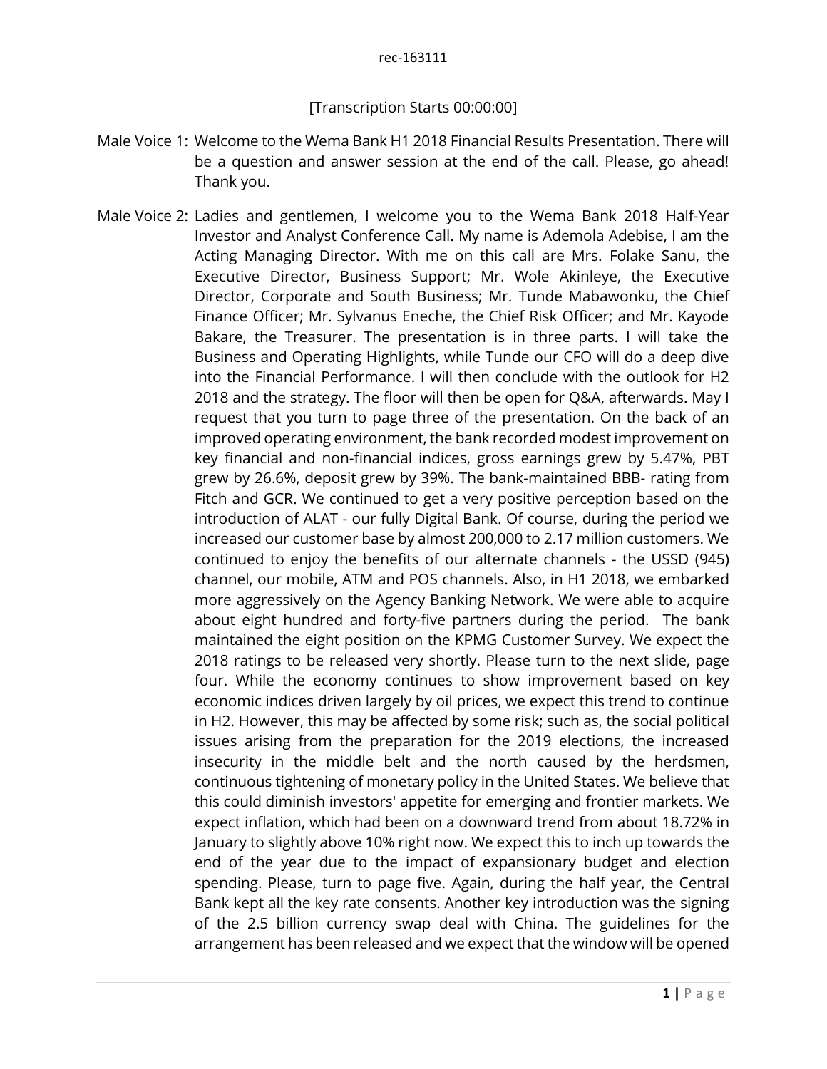rec-163111

[Transcription Starts 00:00:00]

Male Voice 1: Welcome to the Wema Bank H1 2018 Financial Results Presentation. There will be a question and answer session at the end of the call. Please, go ahead! Thank you.

Male Voice 2: Ladies and gentlemen, I welcome you to the Wema Bank 2018 Half-Year Investor and Analyst Conference Call. My name is Ademola Adebise, I am the Acting Managing Director. With me on this call are Mrs. Folake Sanu, the Executive Director, Business Support; Mr. Wole Akinleye, the Executive Director, Corporate and South Business; Mr. Tunde Mabawonku, the Chief Finance Officer; Mr. Sylvanus Eneche, the Chief Risk Officer; and Mr. Kayode Bakare, the Treasurer. The presentation is in three parts. I will take the Business and Operating Highlights, while Tunde our CFO will do a deep dive into the Financial Performance. I will then conclude with the outlook for H2 2018 and the strategy. The floor will then be open for Q&A, afterwards. May I request that you turn to page three of the presentation. On the back of an improved operating environment, the bank recorded modest improvement on key financial and non-financial indices, gross earnings grew by 5.47%, PBT grew by 26.6%, deposit grew by 39%. The bank-maintained BBB- rating from Fitch and GCR. We continued to get a very positive perception based on the introduction of ALAT - our fully Digital Bank. Of course, during the period we increased our customer base by almost 200,000 to 2.17 million customers. We continued to enjoy the benefits of our alternate channels - the USSD (945) channel, our mobile, ATM and POS channels. Also, in H1 2018, we embarked more aggressively on the Agency Banking Network. We were able to acquire about eight hundred and forty-five partners during the period. The bank maintained the eight position on the KPMG Customer Survey. We expect the 2018 ratings to be released very shortly. Please turn to the next slide, page four. While the economy continues to show improvement based on key economic indices driven largely by oil prices, we expect this trend to continue in H2. However, this may be affected by some risk; such as, the social political issues arising from the preparation for the 2019 elections, the increased insecurity in the middle belt and the north caused by the herdsmen, continuous tightening of monetary policy in the United States. We believe that this could diminish investors' appetite for emerging and frontier markets. We expect inflation, which had been on a downward trend from about 18.72% in January to slightly above 10% right now. We expect this to inch up towards the end of the year due to the impact of expansionary budget and election spending. Please, turn to page five. Again, during the half year, the Central Bank kept all the key rate consents. Another key introduction was the signing of the 2.5 billion currency swap deal with China. The guidelines for the arrangement has been released and we expect that the window will be opened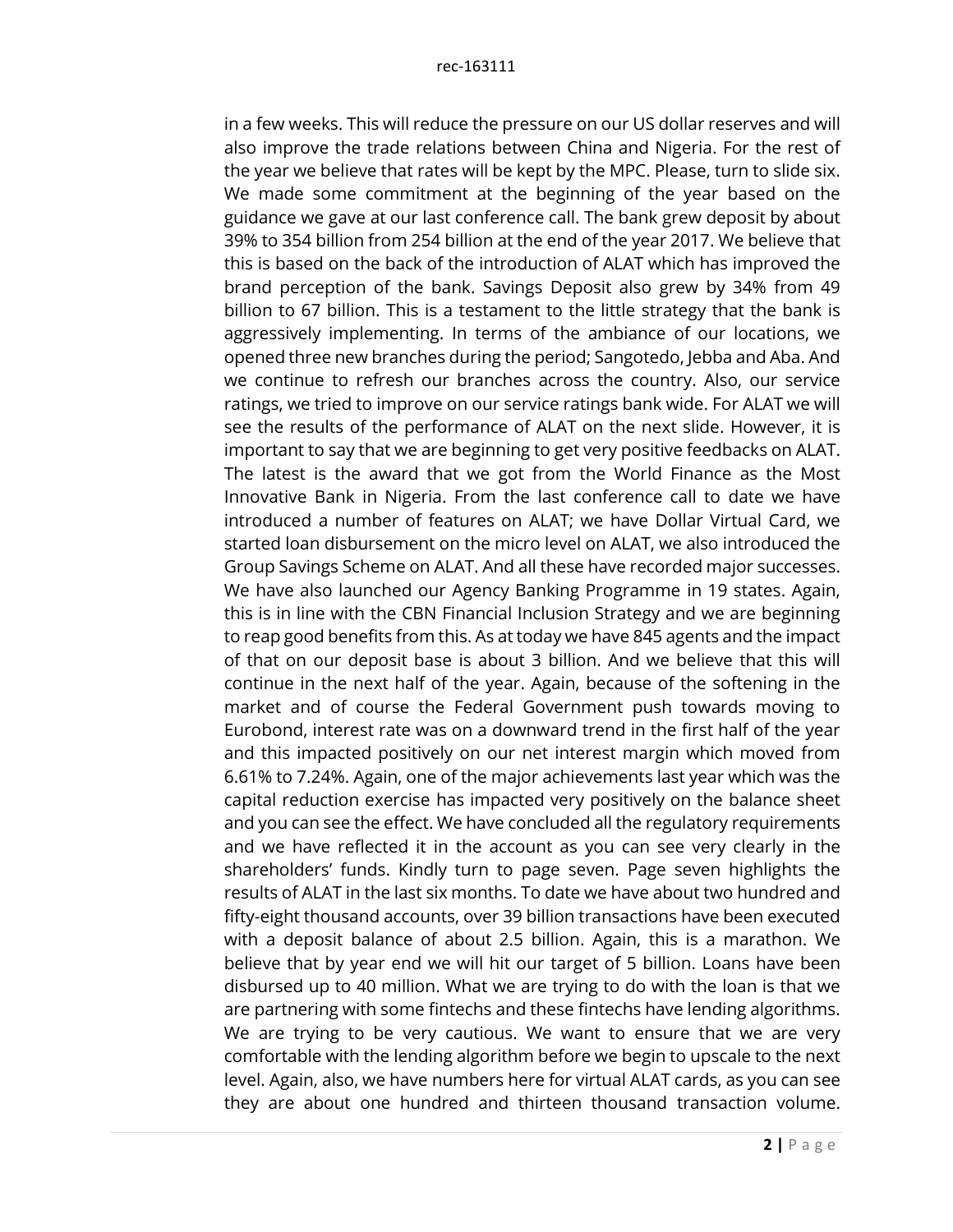in a few weeks. This will reduce the pressure on our US dollar reserves and will also improve the trade relations between China and Nigeria. For the rest of the year we believe that rates will be kept by the MPC. Please, turn to slide six. We made some commitment at the beginning of the year based on the guidance we gave at our last conference call. The bank grew deposit by about 39% to 354 billion from 254 billion at the end of the year 2017. We believe that this is based on the back of the introduction of ALAT which has improved the brand perception of the bank. Savings Deposit also grew by 34% from 49 billion to 67 billion. This is a testament to the little strategy that the bank is aggressively implementing. In terms of the ambiance of our locations, we opened three new branches during the period; Sangotedo, Jebba and Aba. And we continue to refresh our branches across the country. Also, our service ratings, we tried to improve on our service ratings bank wide. For ALAT we will see the results of the performance of ALAT on the next slide. However, it is important to say that we are beginning to get very positive feedbacks on ALAT. The latest is the award that we got from the World Finance as the Most Innovative Bank in Nigeria. From the last conference call to date we have introduced a number of features on ALAT; we have Dollar Virtual Card, we started loan disbursement on the micro level on ALAT, we also introduced the Group Savings Scheme on ALAT. And all these have recorded major successes. We have also launched our Agency Banking Programme in 19 states. Again, this is in line with the CBN Financial Inclusion Strategy and we are beginning to reap good benefits from this. As at today we have 845 agents and the impact of that on our deposit base is about 3 billion. And we believe that this will continue in the next half of the year. Again, because of the softening in the market and of course the Federal Government push towards moving to Eurobond, interest rate was on a downward trend in the first half of the year and this impacted positively on our net interest margin which moved from 6.61% to 7.24%. Again, one of the major achievements last year which was the capital reduction exercise has impacted very positively on the balance sheet and you can see the effect. We have concluded all the regulatory requirements and we have reflected it in the account as you can see very clearly in the shareholders' funds. Kindly turn to page seven. Page seven highlights the results of ALAT in the last six months. To date we have about two hundred and fifty-eight thousand accounts, over 39 billion transactions have been executed with a deposit balance of about 2.5 billion. Again, this is a marathon. We believe that by year end we will hit our target of 5 billion. Loans have been disbursed up to 40 million. What we are trying to do with the loan is that we are partnering with some fintechs and these fintechs have lending algorithms. We are trying to be very cautious. We want to ensure that we are very comfortable with the lending algorithm before we begin to upscale to the next level. Again, also, we have numbers here for virtual ALAT cards, as you can see they are about one hundred and thirteen thousand transaction volume.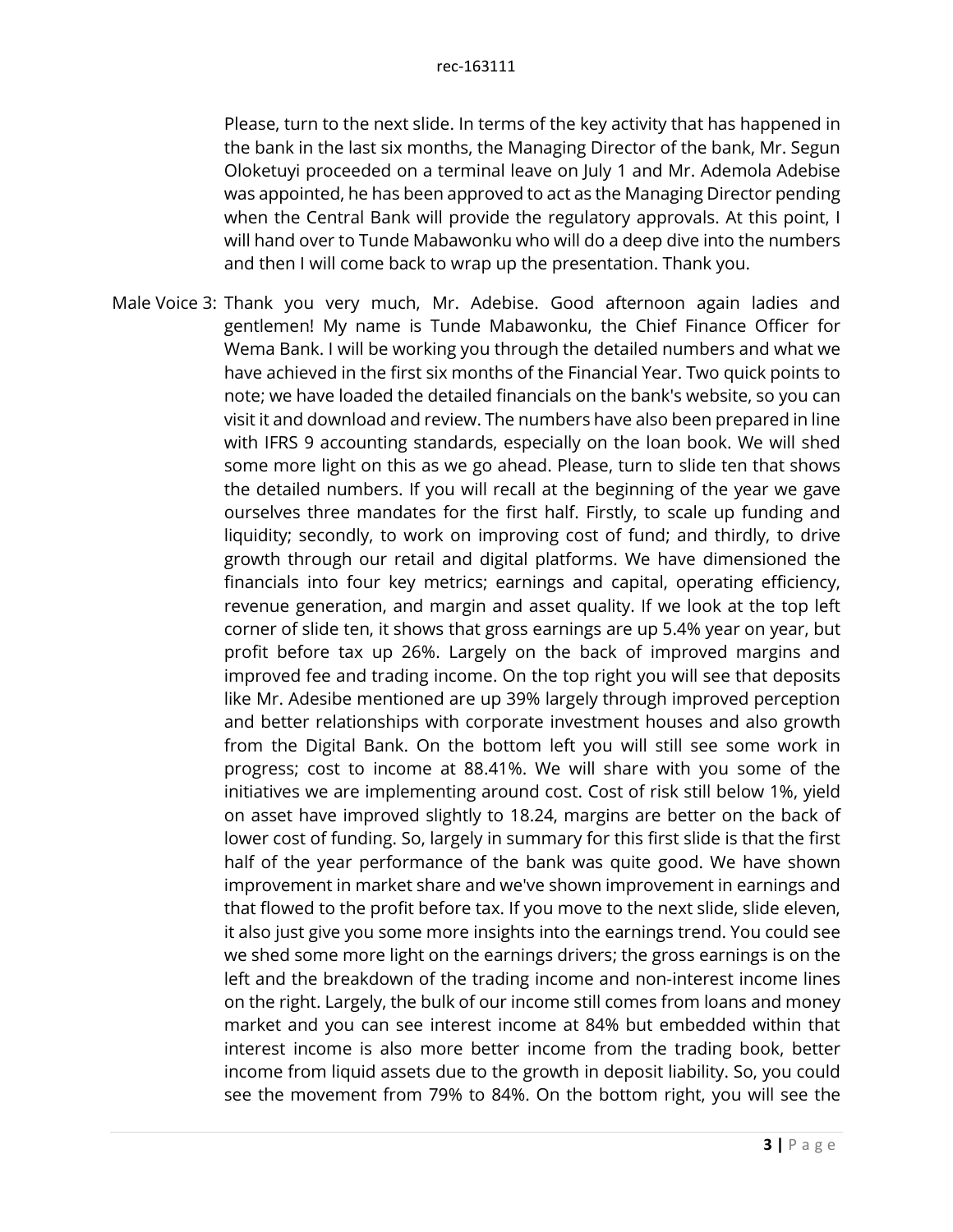Please, turn to the next slide. In terms of the key activity that has happened in the bank in the last six months, the Managing Director of the bank, Mr. Segun Oloketuyi proceeded on a terminal leave on July 1 and Mr. Ademola Adebise was appointed, he has been approved to act as the Managing Director pending when the Central Bank will provide the regulatory approvals. At this point, I will hand over to Tunde Mabawonku who will do a deep dive into the numbers and then I will come back to wrap up the presentation. Thank you.

Male Voice 3: Thank you very much, Mr. Adebise. Good afternoon again ladies and gentlemen! My name is Tunde Mabawonku, the Chief Finance Officer for Wema Bank. I will be working you through the detailed numbers and what we have achieved in the first six months of the Financial Year. Two quick points to note; we have loaded the detailed financials on the bank's website, so you can visit it and download and review. The numbers have also been prepared in line with IFRS 9 accounting standards, especially on the loan book. We will shed some more light on this as we go ahead. Please, turn to slide ten that shows the detailed numbers. If you will recall at the beginning of the year we gave ourselves three mandates for the first half. Firstly, to scale up funding and liquidity; secondly, to work on improving cost of fund; and thirdly, to drive growth through our retail and digital platforms. We have dimensioned the financials into four key metrics; earnings and capital, operating efficiency, revenue generation, and margin and asset quality. If we look at the top left corner of slide ten, it shows that gross earnings are up 5.4% year on year, but profit before tax up 26%. Largely on the back of improved margins and improved fee and trading income. On the top right you will see that deposits like Mr. Adesibe mentioned are up 39% largely through improved perception and better relationships with corporate investment houses and also growth from the Digital Bank. On the bottom left you will still see some work in progress; cost to income at 88.41%. We will share with you some of the initiatives we are implementing around cost. Cost of risk still below 1%, yield on asset have improved slightly to 18.24, margins are better on the back of lower cost of funding. So, largely in summary for this first slide is that the first half of the year performance of the bank was quite good. We have shown improvement in market share and we've shown improvement in earnings and that flowed to the profit before tax. If you move to the next slide, slide eleven, it also just give you some more insights into the earnings trend. You could see we shed some more light on the earnings drivers; the gross earnings is on the left and the breakdown of the trading income and non-interest income lines on the right. Largely, the bulk of our income still comes from loans and money market and you can see interest income at 84% but embedded within that interest income is also more better income from the trading book, better income from liquid assets due to the growth in deposit liability. So, you could see the movement from 79% to 84%. On the bottom right, you will see the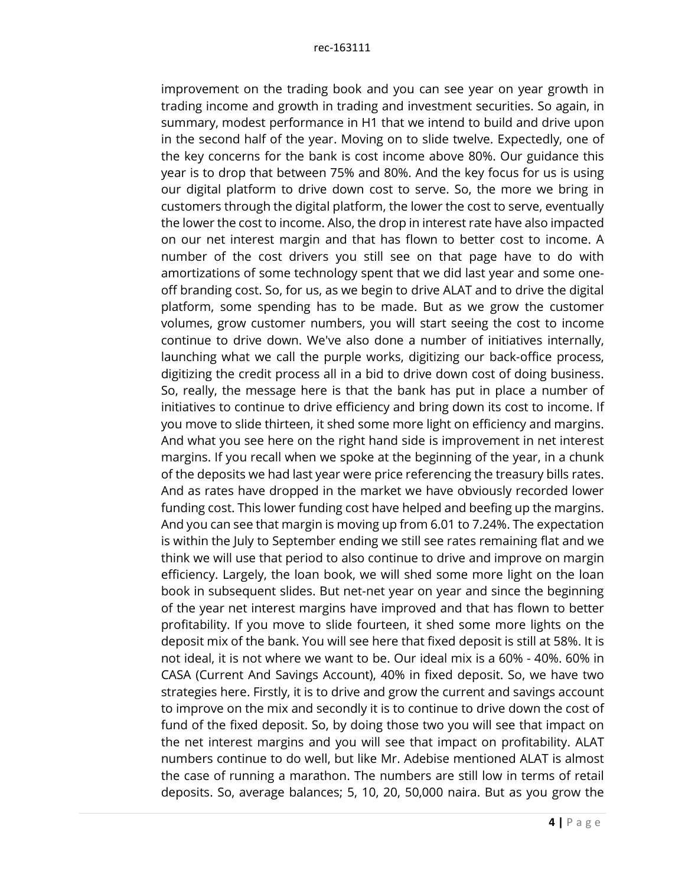improvement on the trading book and you can see year on year growth in trading income and growth in trading and investment securities. So again, in summary, modest performance in H1 that we intend to build and drive upon in the second half of the year. Moving on to slide twelve. Expectedly, one of the key concerns for the bank is cost income above 80%. Our guidance this year is to drop that between 75% and 80%. And the key focus for us is using our digital platform to drive down cost to serve. So, the more we bring in customers through the digital platform, the lower the cost to serve, eventually the lower the cost to income. Also, the drop in interest rate have also impacted on our net interest margin and that has flown to better cost to income. A number of the cost drivers you still see on that page have to do with amortizations of some technology spent that we did last year and some one-off branding cost. So, for us, as we begin to drive ALAT and to drive the digital platform, some spending has to be made. But as we grow the customer volumes, grow customer numbers, you will start seeing the cost to income continue to drive down. We've also done a number of initiatives internally, launching what we call the purple works, digitizing our back-office process, digitizing the credit process all in a bid to drive down cost of doing business. So, really, the message here is that the bank has put in place a number of initiatives to continue to drive efficiency and bring down its cost to income. If you move to slide thirteen, it shed some more light on efficiency and margins. And what you see here on the right hand side is improvement in net interest margins. If you recall when we spoke at the beginning of the year, in a chunk of the deposits we had last year were price referencing the treasury bills rates. And as rates have dropped in the market we have obviously recorded lower funding cost. This lower funding cost have helped and beefing up the margins. And you can see that margin is moving up from 6.01 to 7.24%. The expectation is within the July to September ending we still see rates remaining flat and we think we will use that period to also continue to drive and improve on margin efficiency. Largely, the loan book, we will shed some more light on the loan book in subsequent slides. But net-net year on year and since the beginning of the year net interest margins have improved and that has flown to better profitability. If you move to slide fourteen, it shed some more lights on the deposit mix of the bank. You will see here that fixed deposit is still at 58%. It is not ideal, it is not where we want to be. Our ideal mix is a 60% - 40%. 60% in CASA (Current And Savings Account), 40% in fixed deposit. So, we have two strategies here. Firstly, it is to drive and grow the current and savings account to improve on the mix and secondly it is to continue to drive down the cost of fund of the fixed deposit. So, by doing those two you will see that impact on the net interest margins and you will see that impact on profitability. ALAT numbers continue to do well, but like Mr. Adebise mentioned ALAT is almost the case of running a marathon. The numbers are still low in terms of retail deposits. So, average balances; 5, 10, 20, 50,000 naira. But as you grow the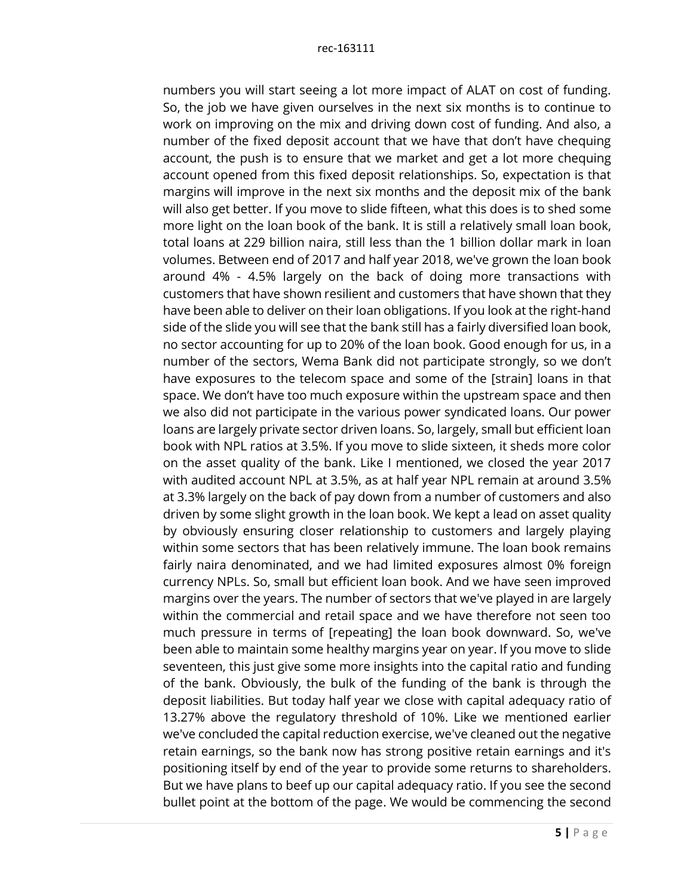numbers you will start seeing a lot more impact of ALAT on cost of funding. So, the job we have given ourselves in the next six months is to continue to work on improving on the mix and driving down cost of funding. And also, a number of the fixed deposit account that we have that don't have chequing account, the push is to ensure that we market and get a lot more chequing account opened from this fixed deposit relationships. So, expectation is that margins will improve in the next six months and the deposit mix of the bank will also get better. If you move to slide fifteen, what this does is to shed some more light on the loan book of the bank. It is still a relatively small loan book, total loans at 229 billion naira, still less than the 1 billion dollar mark in loan volumes. Between end of 2017 and half year 2018, we've grown the loan book around 4% - 4.5% largely on the back of doing more transactions with customers that have shown resilient and customers that have shown that they have been able to deliver on their loan obligations. If you look at the right-hand side of the slide you will see that the bank still has a fairly diversified loan book, no sector accounting for up to 20% of the loan book. Good enough for us, in a number of the sectors, Wema Bank did not participate strongly, so we don't have exposures to the telecom space and some of the [strain] loans in that space. We don't have too much exposure within the upstream space and then we also did not participate in the various power syndicated loans. Our power loans are largely private sector driven loans. So, largely, small but efficient loan book with NPL ratios at 3.5%. If you move to slide sixteen, it sheds more color on the asset quality of the bank. Like I mentioned, we closed the year 2017 with audited account NPL at 3.5%, as at half year NPL remain at around 3.5% at 3.3% largely on the back of pay down from a number of customers and also driven by some slight growth in the loan book. We kept a lead on asset quality by obviously ensuring closer relationship to customers and largely playing within some sectors that has been relatively immune. The loan book remains fairly naira denominated, and we had limited exposures almost 0% foreign currency NPLs. So, small but efficient loan book. And we have seen improved margins over the years. The number of sectors that we've played in are largely within the commercial and retail space and we have therefore not seen too much pressure in terms of [repeating] the loan book downward. So, we've been able to maintain some healthy margins year on year. If you move to slide seventeen, this just give some more insights into the capital ratio and funding of the bank. Obviously, the bulk of the funding of the bank is through the deposit liabilities. But today half year we close with capital adequacy ratio of 13.27% above the regulatory threshold of 10%. Like we mentioned earlier we've concluded the capital reduction exercise, we've cleaned out the negative retain earnings, so the bank now has strong positive retain earnings and it's positioning itself by end of the year to provide some returns to shareholders. But we have plans to beef up our capital adequacy ratio. If you see the second bullet point at the bottom of the page. We would be commencing the second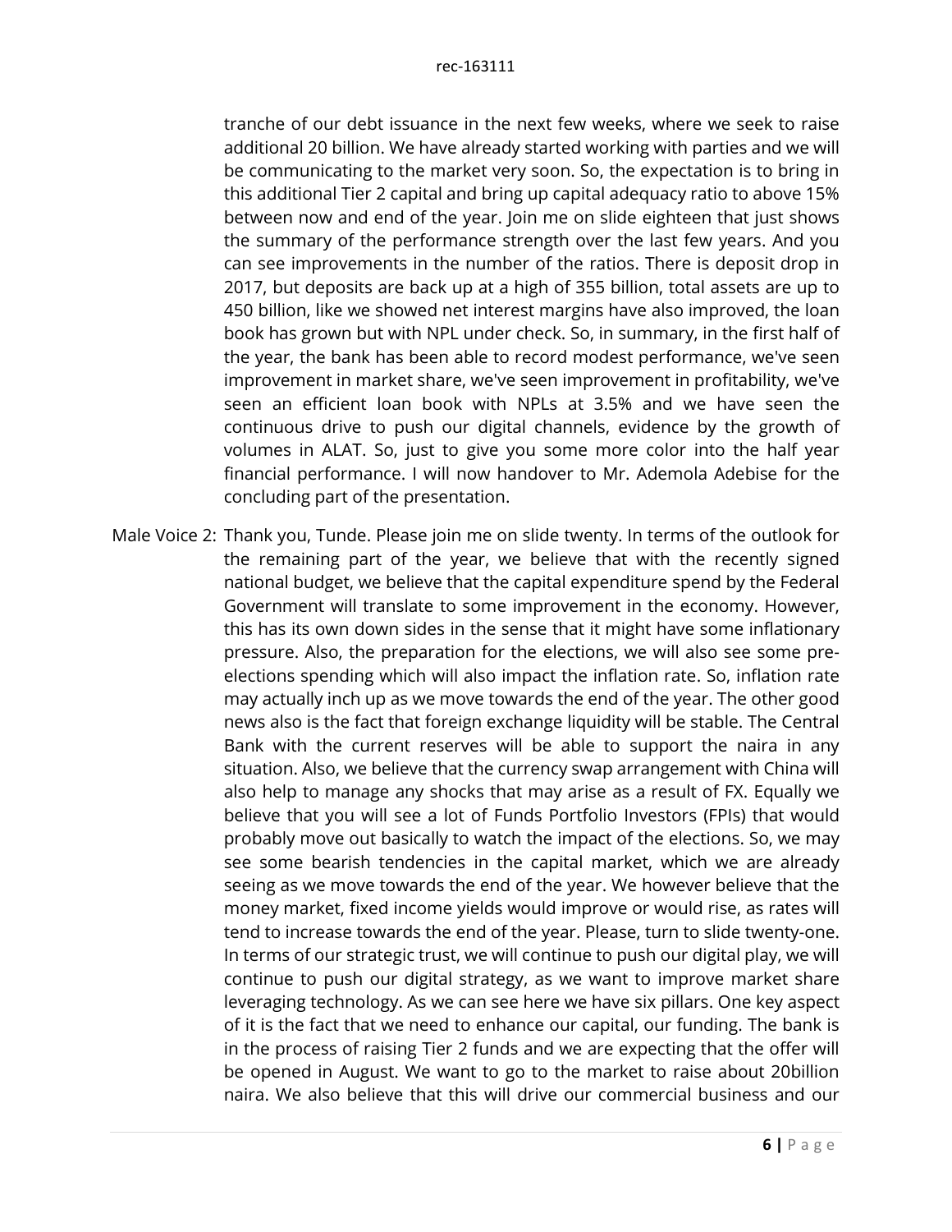tranche of our debt issuance in the next few weeks, where we seek to raise additional 20 billion. We have already started working with parties and we will be communicating to the market very soon. So, the expectation is to bring in this additional Tier 2 capital and bring up capital adequacy ratio to above 15% between now and end of the year. Join me on slide eighteen that just shows the summary of the performance strength over the last few years. And you can see improvements in the number of the ratios. There is deposit drop in 2017, but deposits are back up at a high of 355 billion, total assets are up to 450 billion, like we showed net interest margins have also improved, the loan book has grown but with NPL under check. So, in summary, in the first half of the year, the bank has been able to record modest performance, we've seen improvement in market share, we've seen improvement in profitability, we've seen an efficient loan book with NPLs at 3.5% and we have seen the continuous drive to push our digital channels, evidence by the growth of volumes in ALAT. So, just to give you some more color into the half year financial performance. I will now handover to Mr. Ademola Adebise for the concluding part of the presentation.

Male Voice 2: Thank you, Tunde. Please join me on slide twenty. In terms of the outlook for the remaining part of the year, we believe that with the recently signed national budget, we believe that the capital expenditure spend by the Federal Government will translate to some improvement in the economy. However, this has its own down sides in the sense that it might have some inflationary pressure. Also, the preparation for the elections, we will also see some pre-elections spending which will also impact the inflation rate. So, inflation rate may actually inch up as we move towards the end of the year. The other good news also is the fact that foreign exchange liquidity will be stable. The Central Bank with the current reserves will be able to support the naira in any situation. Also, we believe that the currency swap arrangement with China will also help to manage any shocks that may arise as a result of FX. Equally we believe that you will see a lot of Funds Portfolio Investors (FPIs) that would probably move out basically to watch the impact of the elections. So, we may see some bearish tendencies in the capital market, which we are already seeing as we move towards the end of the year. We however believe that the money market, fixed income yields would improve or would rise, as rates will tend to increase towards the end of the year. Please, turn to slide twenty-one. In terms of our strategic trust, we will continue to push our digital play, we will continue to push our digital strategy, as we want to improve market share leveraging technology. As we can see here we have six pillars. One key aspect of it is the fact that we need to enhance our capital, our funding. The bank is in the process of raising Tier 2 funds and we are expecting that the offer will be opened in August. We want to go to the market to raise about 20billion naira. We also believe that this will drive our commercial business and our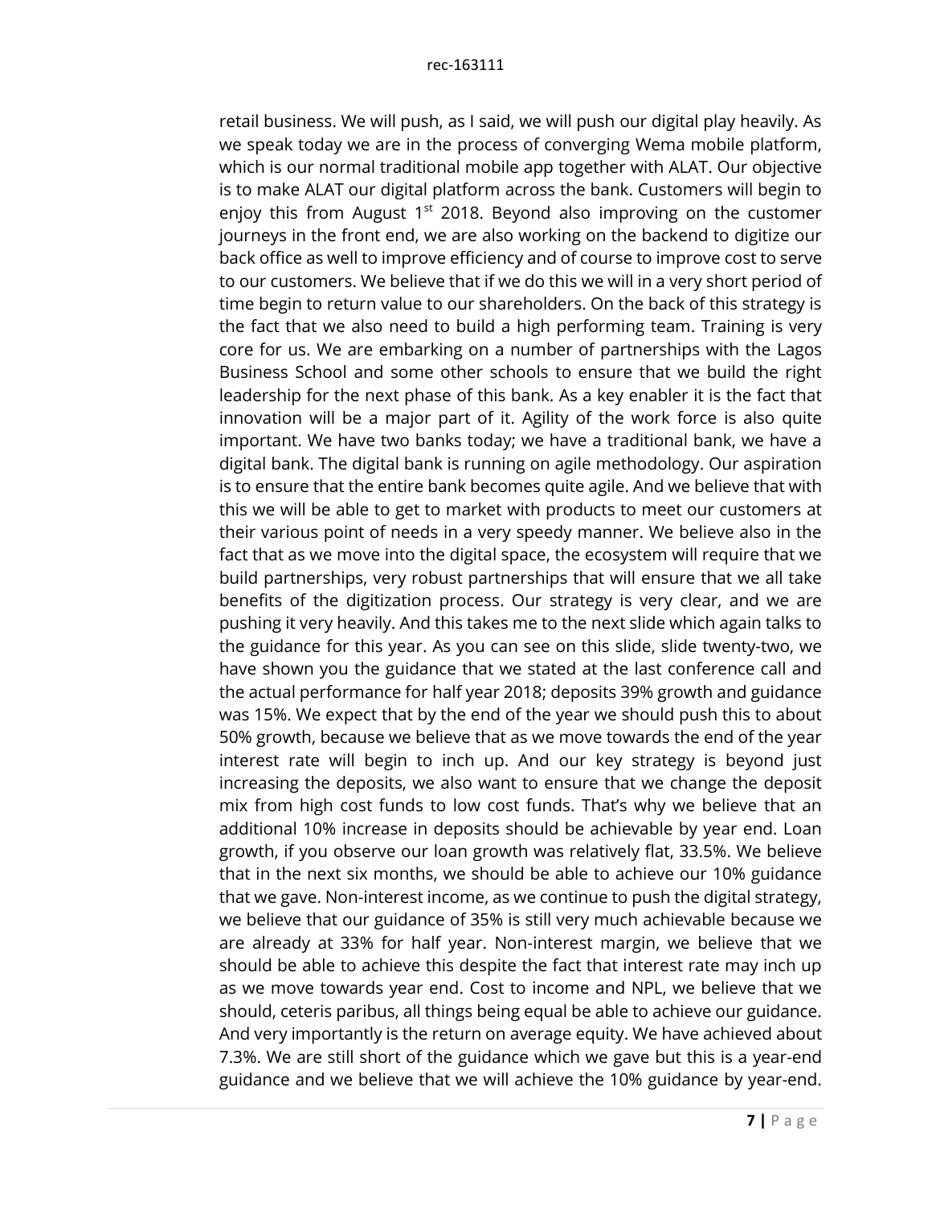retail business. We will push, as I said, we will push our digital play heavily. As we speak today we are in the process of converging Wema mobile platform, which is our normal traditional mobile app together with ALAT. Our objective is to make ALAT our digital platform across the bank. Customers will begin to enjoy this from August 1st 2018. Beyond also improving on the customer journeys in the front end, we are also working on the backend to digitize our back office as well to improve efficiency and of course to improve cost to serve to our customers. We believe that if we do this we will in a very short period of time begin to return value to our shareholders. On the back of this strategy is the fact that we also need to build a high performing team. Training is very core for us. We are embarking on a number of partnerships with the Lagos Business School and some other schools to ensure that we build the right leadership for the next phase of this bank. As a key enabler it is the fact that innovation will be a major part of it. Agility of the work force is also quite important. We have two banks today; we have a traditional bank, we have a digital bank. The digital bank is running on agile methodology. Our aspiration is to ensure that the entire bank becomes quite agile. And we believe that with this we will be able to get to market with products to meet our customers at their various point of needs in a very speedy manner. We believe also in the fact that as we move into the digital space, the ecosystem will require that we build partnerships, very robust partnerships that will ensure that we all take benefits of the digitization process. Our strategy is very clear, and we are pushing it very heavily. And this takes me to the next slide which again talks to the guidance for this year. As you can see on this slide, slide twenty-two, we have shown you the guidance that we stated at the last conference call and the actual performance for half year 2018; deposits 39% growth and guidance was 15%. We expect that by the end of the year we should push this to about 50% growth, because we believe that as we move towards the end of the year interest rate will begin to inch up. And our key strategy is beyond just increasing the deposits, we also want to ensure that we change the deposit mix from high cost funds to low cost funds. That's why we believe that an additional 10% increase in deposits should be achievable by year end. Loan growth, if you observe our loan growth was relatively flat, 33.5%. We believe that in the next six months, we should be able to achieve our 10% guidance that we gave. Non-interest income, as we continue to push the digital strategy, we believe that our guidance of 35% is still very much achievable because we are already at 33% for half year. Non-interest margin, we believe that we should be able to achieve this despite the fact that interest rate may inch up as we move towards year end. Cost to income and NPL, we believe that we should, ceteris paribus, all things being equal be able to achieve our guidance. And very importantly is the return on average equity. We have achieved about 7.3%. We are still short of the guidance which we gave but this is a year-end guidance and we believe that we will achieve the 10% guidance by year-end.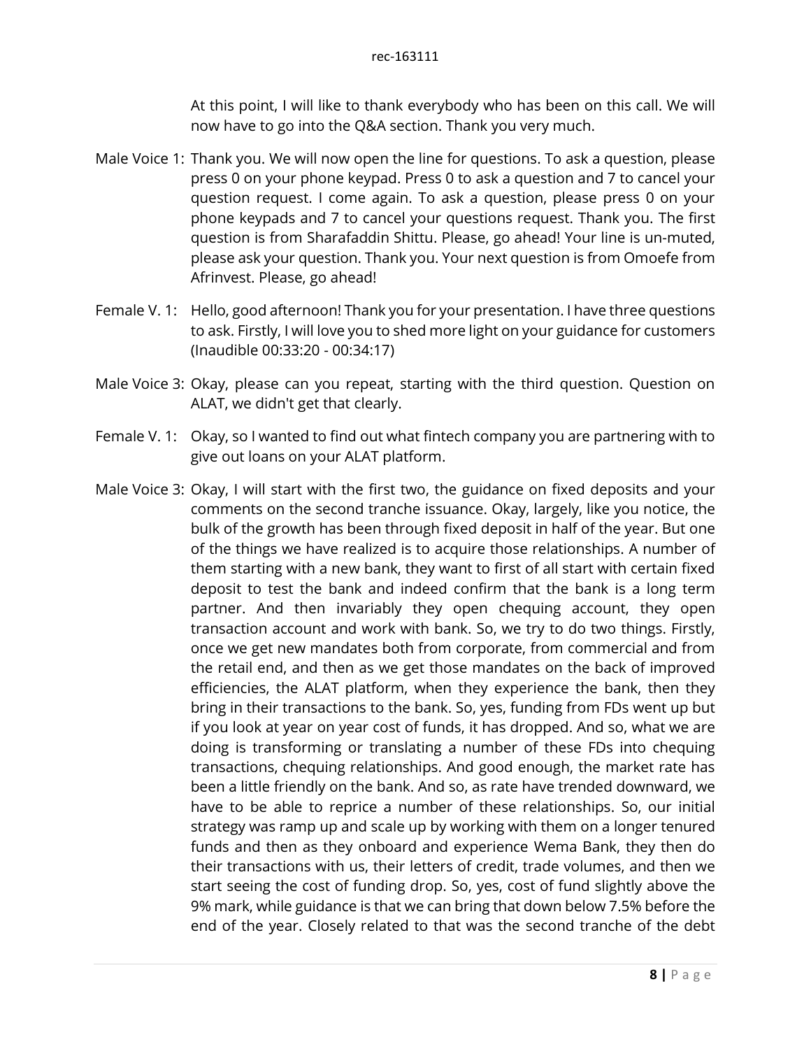At this point, I will like to thank everybody who has been on this call. We will now have to go into the Q&A section. Thank you very much.

Male Voice 1: Thank you. We will now open the line for questions. To ask a question, please press 0 on your phone keypad. Press 0 to ask a question and 7 to cancel your question request. I come again. To ask a question, please press 0 on your phone keypads and 7 to cancel your questions request. Thank you. The first question is from Sharafaddin Shittu. Please, go ahead! Your line is un-muted, please ask your question. Thank you. Your next question is from Omoefe from Afrinvest. Please, go ahead!

Female V. 1: Hello, good afternoon! Thank you for your presentation. I have three questions to ask. Firstly, I will love you to shed more light on your guidance for customers (Inaudible 00:33:20 - 00:34:17)

Male Voice 3: Okay, please can you repeat, starting with the third question. Question on ALAT, we didn't get that clearly.

Female V. 1: Okay, so I wanted to find out what fintech company you are partnering with to give out loans on your ALAT platform.

Male Voice 3: Okay, I will start with the first two, the guidance on fixed deposits and your comments on the second tranche issuance. Okay, largely, like you notice, the bulk of the growth has been through fixed deposit in half of the year. But one of the things we have realized is to acquire those relationships. A number of them starting with a new bank, they want to first of all start with certain fixed deposit to test the bank and indeed confirm that the bank is a long term partner. And then invariably they open chequing account, they open transaction account and work with bank. So, we try to do two things. Firstly, once we get new mandates both from corporate, from commercial and from the retail end, and then as we get those mandates on the back of improved efficiencies, the ALAT platform, when they experience the bank, then they bring in their transactions to the bank. So, yes, funding from FDs went up but if you look at year on year cost of funds, it has dropped. And so, what we are doing is transforming or translating a number of these FDs into chequing transactions, chequing relationships. And good enough, the market rate has been a little friendly on the bank. And so, as rate have trended downward, we have to be able to reprice a number of these relationships. So, our initial strategy was ramp up and scale up by working with them on a longer tenured funds and then as they onboard and experience Wema Bank, they then do their transactions with us, their letters of credit, trade volumes, and then we start seeing the cost of funding drop. So, yes, cost of fund slightly above the 9% mark, while guidance is that we can bring that down below 7.5% before the end of the year. Closely related to that was the second tranche of the debt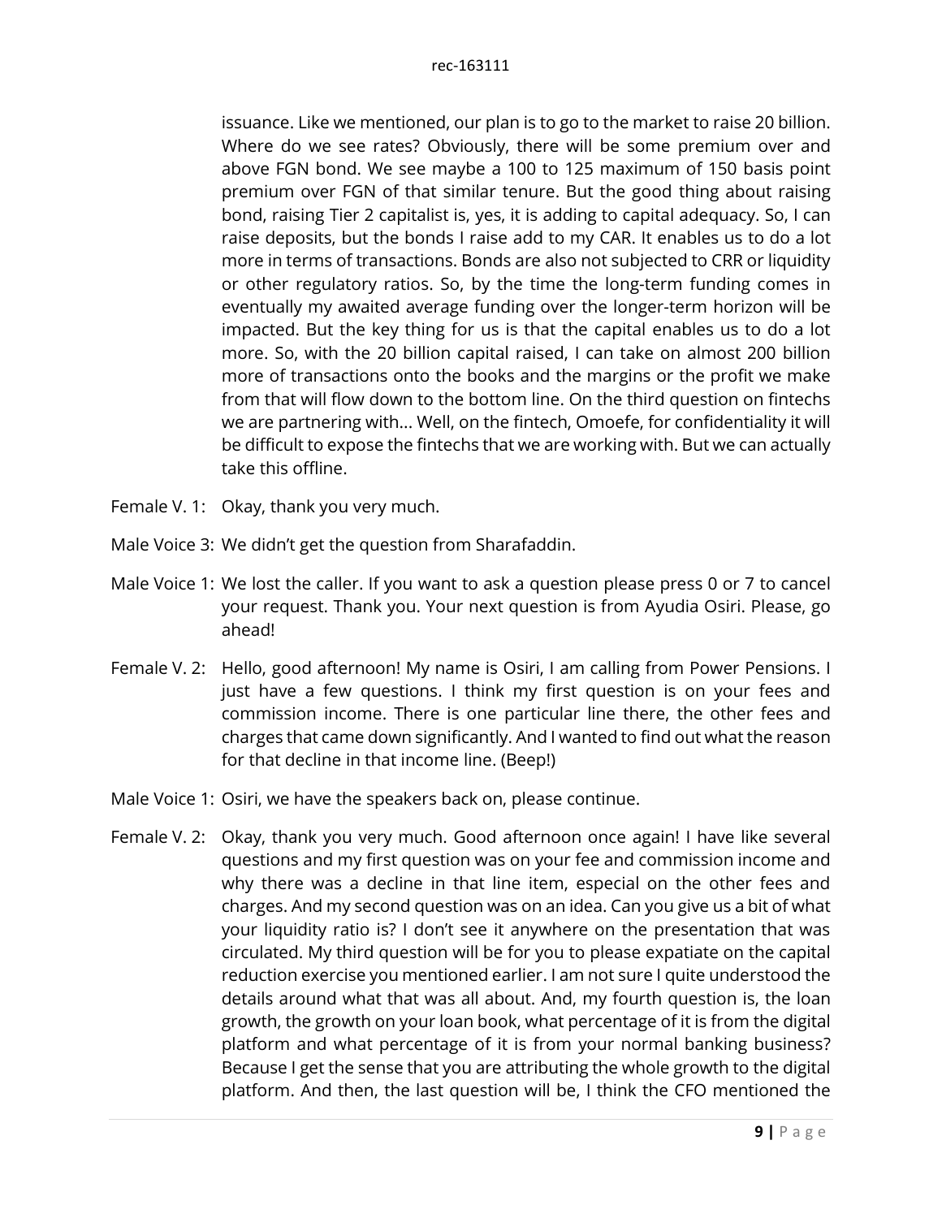issuance. Like we mentioned, our plan is to go to the market to raise 20 billion. Where do we see rates? Obviously, there will be some premium over and above FGN bond. We see maybe a 100 to 125 maximum of 150 basis point premium over FGN of that similar tenure. But the good thing about raising bond, raising Tier 2 capitalist is, yes, it is adding to capital adequacy. So, I can raise deposits, but the bonds I raise add to my CAR. It enables us to do a lot more in terms of transactions. Bonds are also not subjected to CRR or liquidity or other regulatory ratios. So, by the time the long-term funding comes in eventually my awaited average funding over the longer-term horizon will be impacted. But the key thing for us is that the capital enables us to do a lot more. So, with the 20 billion capital raised, I can take on almost 200 billion more of transactions onto the books and the margins or the profit we make from that will flow down to the bottom line. On the third question on fintechs we are partnering with... Well, on the fintech, Omoefe, for confidentiality it will be difficult to expose the fintechs that we are working with. But we can actually take this offline.

Female V. 1: Okay, thank you very much.

Male Voice 3: We didn't get the question from Sharafaddin.

Male Voice 1: We lost the caller. If you want to ask a question please press 0 or 7 to cancel your request. Thank you. Your next question is from Ayudia Osiri. Please, go ahead!

Female V. 2: Hello, good afternoon! My name is Osiri, I am calling from Power Pensions. I just have a few questions. I think my first question is on your fees and commission income. There is one particular line there, the other fees and charges that came down significantly. And I wanted to find out what the reason for that decline in that income line. (Beep!)

Male Voice 1: Osiri, we have the speakers back on, please continue.

Female V. 2: Okay, thank you very much. Good afternoon once again! I have like several questions and my first question was on your fee and commission income and why there was a decline in that line item, especial on the other fees and charges. And my second question was on an idea. Can you give us a bit of what your liquidity ratio is? I don't see it anywhere on the presentation that was circulated. My third question will be for you to please expatiate on the capital reduction exercise you mentioned earlier. I am not sure I quite understood the details around what that was all about. And, my fourth question is, the loan growth, the growth on your loan book, what percentage of it is from the digital platform and what percentage of it is from your normal banking business? Because I get the sense that you are attributing the whole growth to the digital platform. And then, the last question will be, I think the CFO mentioned the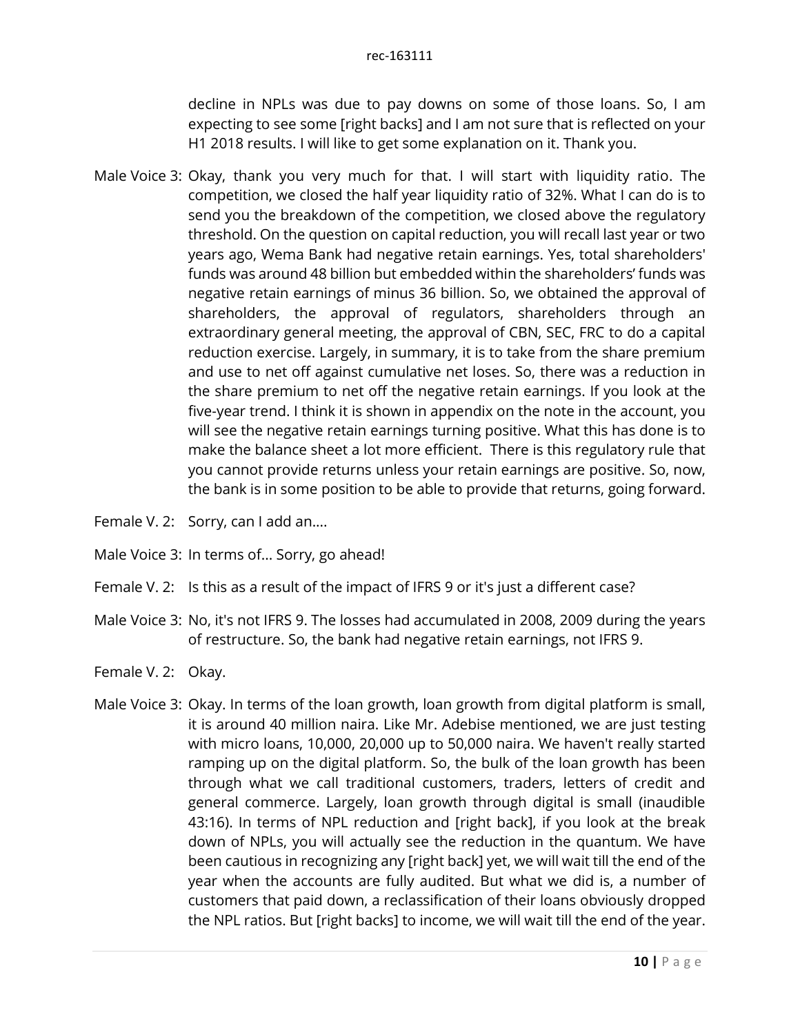decline in NPLs was due to pay downs on some of those loans. So, I am expecting to see some [right backs] and I am not sure that is reflected on your H1 2018 results. I will like to get some explanation on it. Thank you.

Male Voice 3: Okay, thank you very much for that. I will start with liquidity ratio. The competition, we closed the half year liquidity ratio of 32%. What I can do is to send you the breakdown of the competition, we closed above the regulatory threshold. On the question on capital reduction, you will recall last year or two years ago, Wema Bank had negative retain earnings. Yes, total shareholders' funds was around 48 billion but embedded within the shareholders' funds was negative retain earnings of minus 36 billion. So, we obtained the approval of shareholders, the approval of regulators, shareholders through an extraordinary general meeting, the approval of CBN, SEC, FRC to do a capital reduction exercise. Largely, in summary, it is to take from the share premium and use to net off against cumulative net loses. So, there was a reduction in the share premium to net off the negative retain earnings. If you look at the five-year trend. I think it is shown in appendix on the note in the account, you will see the negative retain earnings turning positive. What this has done is to make the balance sheet a lot more efficient. There is this regulatory rule that you cannot provide returns unless your retain earnings are positive. So, now, the bank is in some position to be able to provide that returns, going forward.

Female V. 2: Sorry, can I add an….

Male Voice 3: In terms of… Sorry, go ahead!

Female V. 2: Is this as a result of the impact of IFRS 9 or it's just a different case?

Male Voice 3: No, it's not IFRS 9. The losses had accumulated in 2008, 2009 during the years of restructure. So, the bank had negative retain earnings, not IFRS 9.

Female V. 2: Okay.

Male Voice 3: Okay. In terms of the loan growth, loan growth from digital platform is small, it is around 40 million naira. Like Mr. Adebise mentioned, we are just testing with micro loans, 10,000, 20,000 up to 50,000 naira. We haven't really started ramping up on the digital platform. So, the bulk of the loan growth has been through what we call traditional customers, traders, letters of credit and general commerce. Largely, loan growth through digital is small (inaudible 43:16). In terms of NPL reduction and [right back], if you look at the break down of NPLs, you will actually see the reduction in the quantum. We have been cautious in recognizing any [right back] yet, we will wait till the end of the year when the accounts are fully audited. But what we did is, a number of customers that paid down, a reclassification of their loans obviously dropped the NPL ratios. But [right backs] to income, we will wait till the end of the year.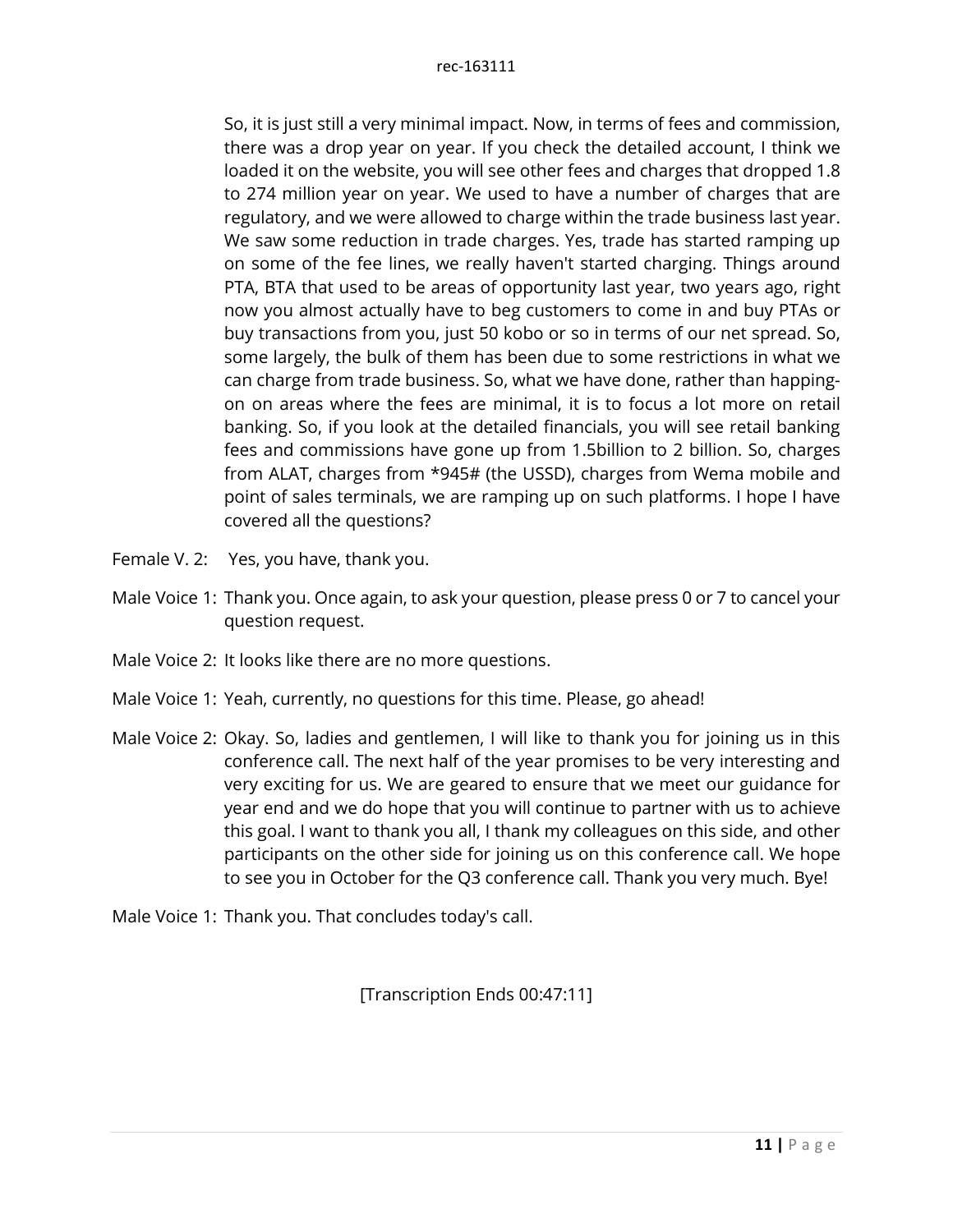So, it is just still a very minimal impact. Now, in terms of fees and commission, there was a drop year on year. If you check the detailed account, I think we loaded it on the website, you will see other fees and charges that dropped 1.8 to 274 million year on year. We used to have a number of charges that are regulatory, and we were allowed to charge within the trade business last year. We saw some reduction in trade charges. Yes, trade has started ramping up on some of the fee lines, we really haven't started charging. Things around PTA, BTA that used to be areas of opportunity last year, two years ago, right now you almost actually have to beg customers to come in and buy PTAs or buy transactions from you, just 50 kobo or so in terms of our net spread. So, some largely, the bulk of them has been due to some restrictions in what we can charge from trade business. So, what we have done, rather than happing-on on areas where the fees are minimal, it is to focus a lot more on retail banking. So, if you look at the detailed financials, you will see retail banking fees and commissions have gone up from 1.5billion to 2 billion. So, charges from ALAT, charges from *945# (the USSD), charges from Wema mobile and point of sales terminals, we are ramping up on such platforms. I hope I have covered all the questions?

Female V. 2: Yes, you have, thank you.

Male Voice 1: Thank you. Once again, to ask your question, please press 0 or 7 to cancel your question request.

Male Voice 2: It looks like there are no more questions.

Male Voice 1: Yeah, currently, no questions for this time. Please, go ahead!

Male Voice 2: Okay. So, ladies and gentlemen, I will like to thank you for joining us in this conference call. The next half of the year promises to be very interesting and very exciting for us. We are geared to ensure that we meet our guidance for year end and we do hope that you will continue to partner with us to achieve this goal. I want to thank you all, I thank my colleagues on this side, and other participants on the other side for joining us on this conference call. We hope to see you in October for the Q3 conference call. Thank you very much. Bye!

Male Voice 1: Thank you. That concludes today's call.

[Transcription Ends 00:47:11]